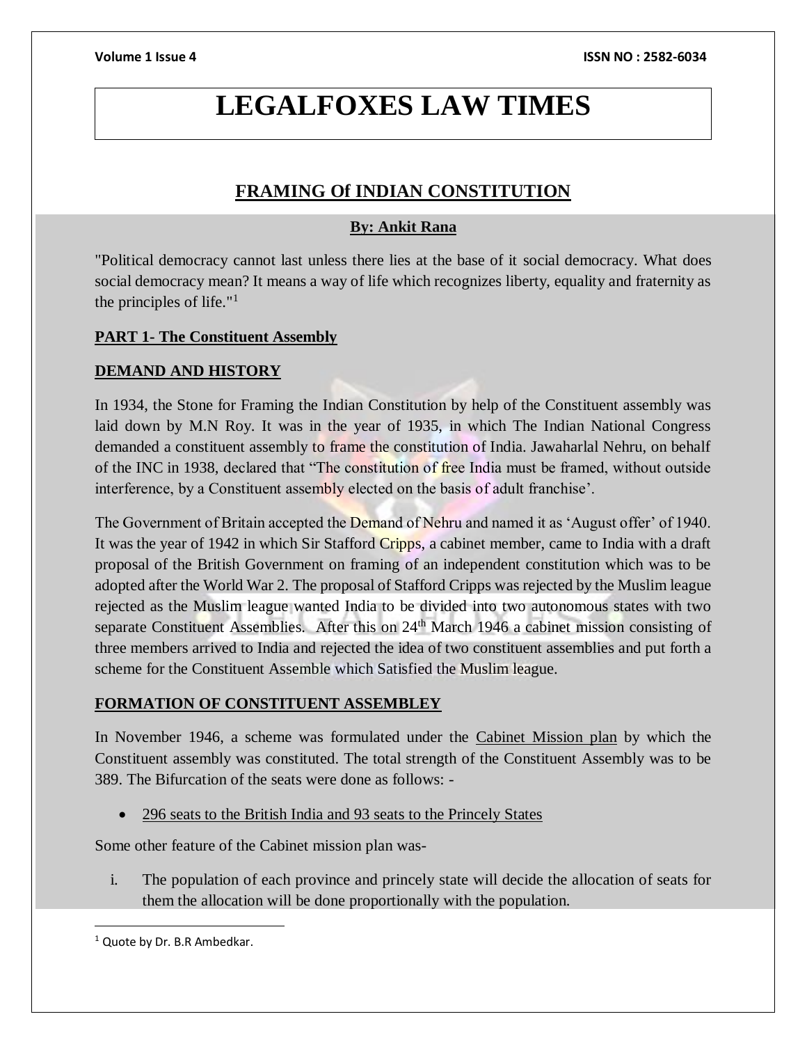# LEGALFOXES LAW TIMES

## FRAMING Of INDIAN CONSTITUTION

**By: Ankit Rana**

"Political democracy cannot last unless there lies at the base of it social democracy. What does social democracy mean? It means a way of life which recognizes liberty, equality and fraternity as the principles of life."[1]

### PART 1- The Constituent Assembly

### DEMAND AND HISTORY

In 1934, the Stone for Framing the Indian Constitution by help of the Constituent assembly was laid down by M.N Roy. It was in the year of 1935, in which The Indian National Congress demanded a constituent assembly to frame the constitution of India. Jawaharlal Nehru, on behalf of the INC in 1938, declared that "The constitution of free India must be framed, without outside interference, by a Constituent assembly elected on the basis of adult franchise'.

The Government of Britain accepted the Demand of Nehru and named it as 'August offer' of 1940. It was the year of 1942 in which Sir Stafford Cripps, a cabinet member, came to India with a draft proposal of the British Government on framing of an independent constitution which was to be adopted after the World War 2. The proposal of Stafford Cripps was rejected by the Muslim league rejected as the Muslim league wanted India to be divided into two autonomous states with two separate Constituent Assemblies. After this on 24th March 1946 a cabinet mission consisting of three members arrived to India and rejected the idea of two constituent assemblies and put forth a scheme for the Constituent Assemble which Satisfied the Muslim league.

### FORMATION OF CONSTITUENT ASSEMBLEY

In November 1946, a scheme was formulated under the Cabinet Mission plan by which the Constituent assembly was constituted. The total strength of the Constituent Assembly was to be 389. The Bifurcation of the seats were done as follows: -

- 296 seats to the British India and 93 seats to the Princely States

Some other feature of the Cabinet mission plan was-

i. The population of each province and princely state will decide the allocation of seats for them the allocation will be done proportionally with the population.

[1] Quote by Dr. B.R Ambedkar.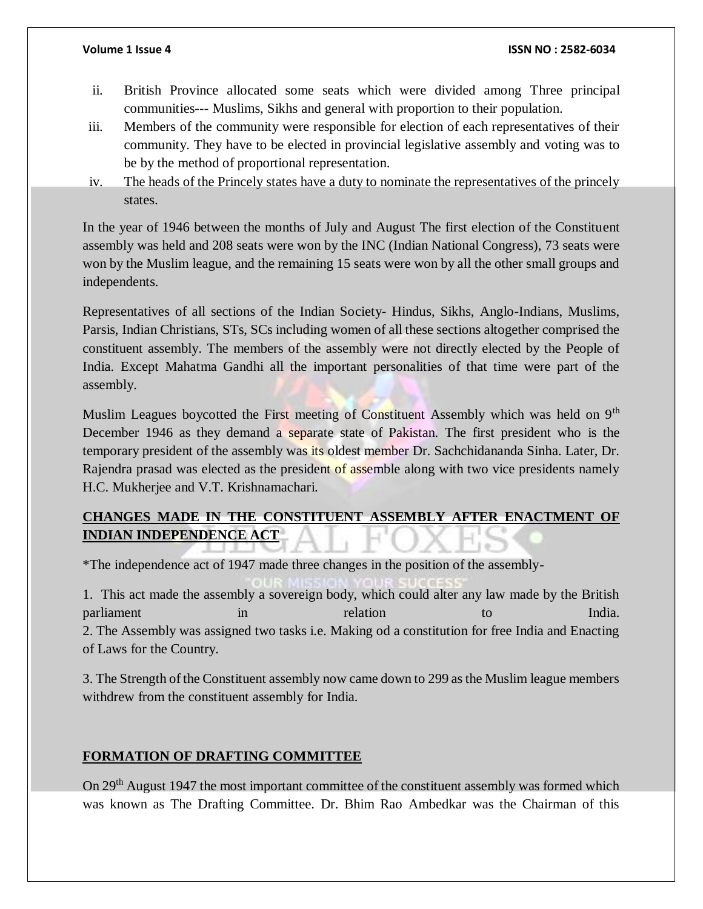ii. British Province allocated some seats which were divided among Three principal communities--- Muslims, Sikhs and general with proportion to their population.

iii. Members of the community were responsible for election of each representatives of their community. They have to be elected in provincial legislative assembly and voting was to be by the method of proportional representation.

iv. The heads of the Princely states have a duty to nominate the representatives of the princely states.

In the year of 1946 between the months of July and August The first election of the Constituent assembly was held and 208 seats were won by the INC (Indian National Congress), 73 seats were won by the Muslim league, and the remaining 15 seats were won by all the other small groups and independents.

Representatives of all sections of the Indian Society- Hindus, Sikhs, Anglo-Indians, Muslims, Parsis, Indian Christians, STs, SCs including women of all these sections altogether comprised the constituent assembly. The members of the assembly were not directly elected by the People of India. Except Mahatma Gandhi all the important personalities of that time were part of the assembly.

Muslim Leagues boycotted the First meeting of Constituent Assembly which was held on 9th December 1946 as they demand a separate state of Pakistan. The first president who is the temporary president of the assembly was its oldest member Dr. Sachchidananda Sinha. Later, Dr. Rajendra prasad was elected as the president of assemble along with two vice presidents namely H.C. Mukherjee and V.T. Krishnamachari.

## CHANGES MADE IN THE CONSTITUENT ASSEMBLY AFTER ENACTMENT OF INDIAN INDEPENDENCE ACT

*The independence act of 1947 made three changes in the position of the assembly-

1. This act made the assembly a sovereign body, which could alter any law made by the British parliament in relation to India.
2. The Assembly was assigned two tasks i.e. Making od a constitution for free India and Enacting of Laws for the Country.

3. The Strength of the Constituent assembly now came down to 299 as the Muslim league members withdrew from the constituent assembly for India.

## FORMATION OF DRAFTING COMMITTEE

On 29th August 1947 the most important committee of the constituent assembly was formed which was known as The Drafting Committee. Dr. Bhim Rao Ambedkar was the Chairman of this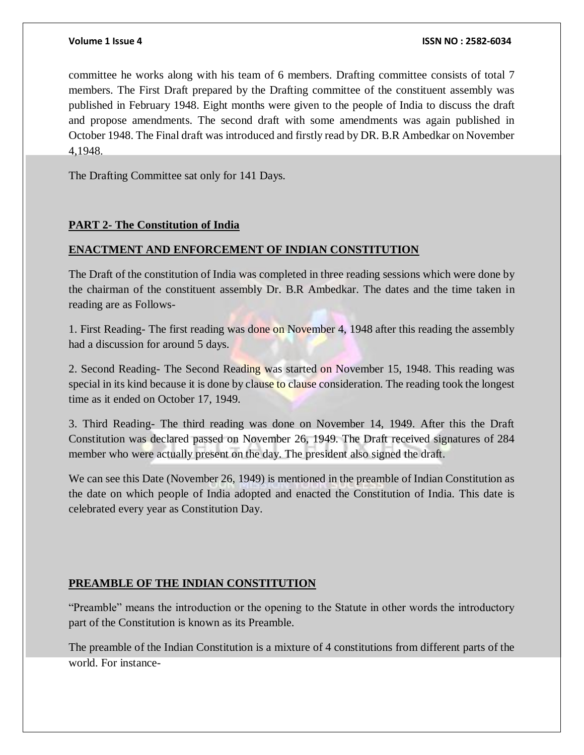committee he works along with his team of 6 members. Drafting committee consists of total 7 members. The First Draft prepared by the Drafting committee of the constituent assembly was published in February 1948. Eight months were given to the people of India to discuss the draft and propose amendments. The second draft with some amendments was again published in October 1948. The Final draft was introduced and firstly read by DR. B.R Ambedkar on November 4,1948.

The Drafting Committee sat only for 141 Days.

## PART 2- The Constitution of India

## ENACTMENT AND ENFORCEMENT OF INDIAN CONSTITUTION

The Draft of the constitution of India was completed in three reading sessions which were done by the chairman of the constituent assembly Dr. B.R Ambedkar. The dates and the time taken in reading are as Follows-

1. First Reading- The first reading was done on November 4, 1948 after this reading the assembly had a discussion for around 5 days.

2. Second Reading- The Second Reading was started on November 15, 1948. This reading was special in its kind because it is done by clause to clause consideration. The reading took the longest time as it ended on October 17, 1949.

3. Third Reading- The third reading was done on November 14, 1949. After this the Draft Constitution was declared passed on November 26, 1949. The Draft received signatures of 284 member who were actually present on the day. The president also signed the draft.

We can see this Date (November 26, 1949) is mentioned in the preamble of Indian Constitution as the date on which people of India adopted and enacted the Constitution of India. This date is celebrated every year as Constitution Day.

## PREAMBLE OF THE INDIAN CONSTITUTION

"Preamble" means the introduction or the opening to the Statute in other words the introductory part of the Constitution is known as its Preamble.

The preamble of the Indian Constitution is a mixture of 4 constitutions from different parts of the world. For instance-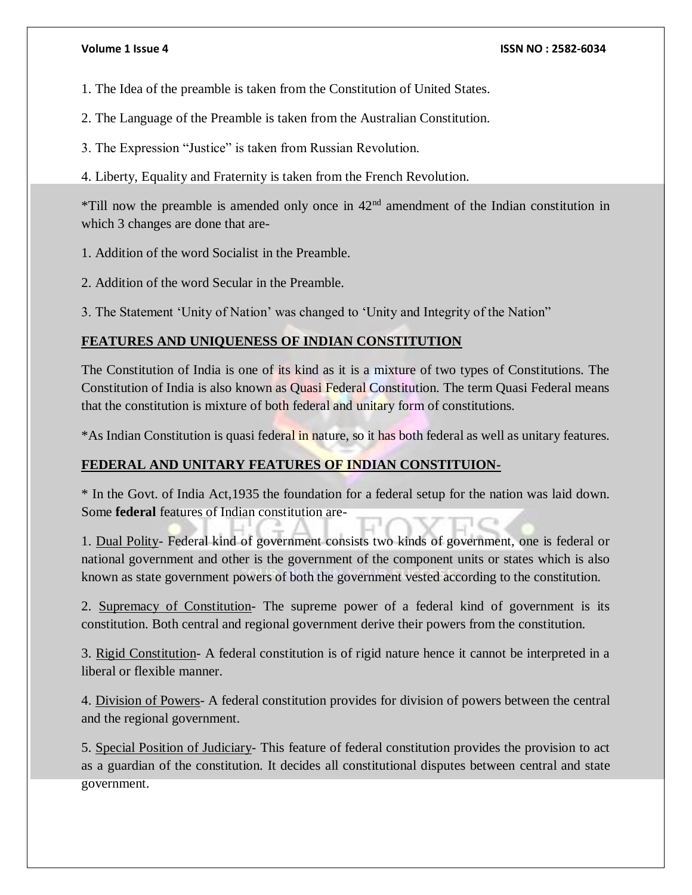1. The Idea of the preamble is taken from the Constitution of United States.

2. The Language of the Preamble is taken from the Australian Constitution.

3. The Expression "Justice" is taken from Russian Revolution.

4. Liberty, Equality and Fraternity is taken from the French Revolution.

*Till now the preamble is amended only once in 42nd amendment of the Indian constitution in which 3 changes are done that are-

1. Addition of the word Socialist in the Preamble.

2. Addition of the word Secular in the Preamble.

3. The Statement 'Unity of Nation' was changed to 'Unity and Integrity of the Nation"

## FEATURES AND UNIQUENESS OF INDIAN CONSTITUTION

The Constitution of India is one of its kind as it is a mixture of two types of Constitutions. The Constitution of India is also known as Quasi Federal Constitution. The term Quasi Federal means that the constitution is mixture of both federal and unitary form of constitutions.

*As Indian Constitution is quasi federal in nature, so it has both federal as well as unitary features.

## FEDERAL AND UNITARY FEATURES OF INDIAN CONSTITUION-

* In the Govt. of India Act,1935 the foundation for a federal setup for the nation was laid down. Some **federal** features of Indian constitution are-

1. Dual Polity- Federal kind of government consists two kinds of government, one is federal or national government and other is the government of the component units or states which is also known as state government powers of both the government vested according to the constitution.

2. Supremacy of Constitution- The supreme power of a federal kind of government is its constitution. Both central and regional government derive their powers from the constitution.

3. Rigid Constitution- A federal constitution is of rigid nature hence it cannot be interpreted in a liberal or flexible manner.

4. Division of Powers- A federal constitution provides for division of powers between the central and the regional government.

5. Special Position of Judiciary- This feature of federal constitution provides the provision to act as a guardian of the constitution. It decides all constitutional disputes between central and state government.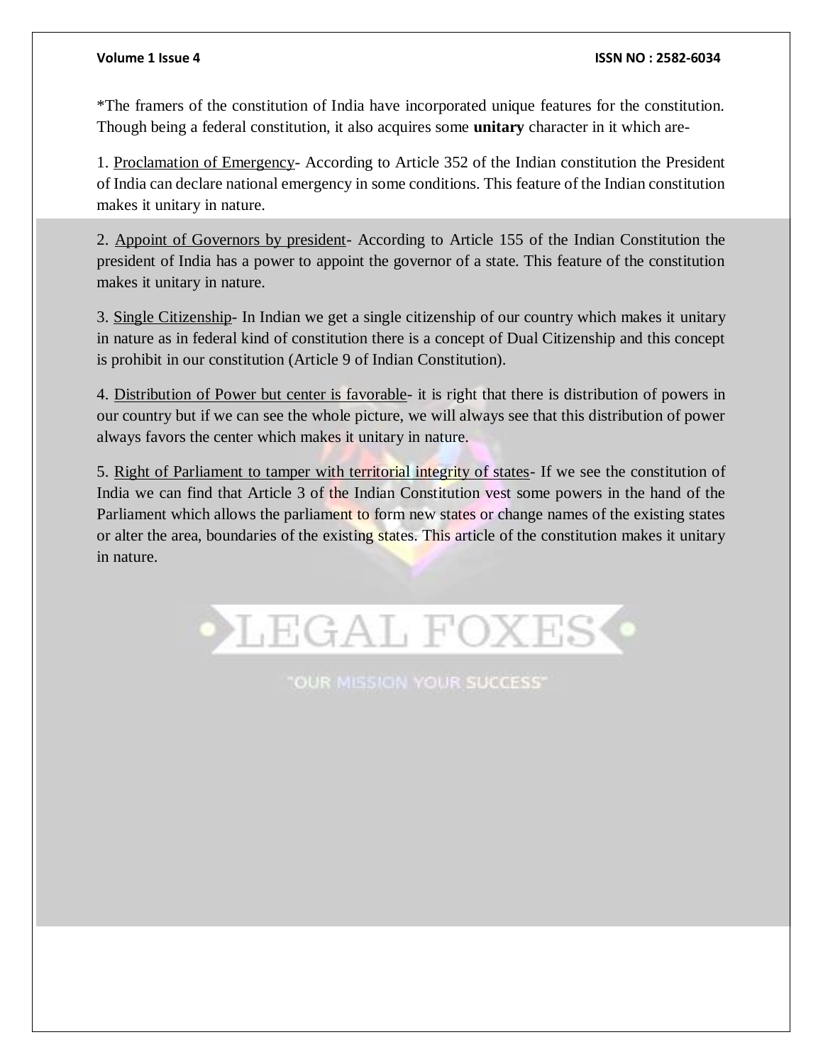*The framers of the constitution of India have incorporated unique features for the constitution. Though being a federal constitution, it also acquires some **unitary** character in it which are-

1. Proclamation of Emergency- According to Article 352 of the Indian constitution the President of India can declare national emergency in some conditions. This feature of the Indian constitution makes it unitary in nature.

2. Appoint of Governors by president- According to Article 155 of the Indian Constitution the president of India has a power to appoint the governor of a state. This feature of the constitution makes it unitary in nature.

3. Single Citizenship- In Indian we get a single citizenship of our country which makes it unitary in nature as in federal kind of constitution there is a concept of Dual Citizenship and this concept is prohibit in our constitution (Article 9 of Indian Constitution).

4. Distribution of Power but center is favorable- it is right that there is distribution of powers in our country but if we can see the whole picture, we will always see that this distribution of power always favors the center which makes it unitary in nature.

5. Right of Parliament to tamper with territorial integrity of states- If we see the constitution of India we can find that Article 3 of the Indian Constitution vest some powers in the hand of the Parliament which allows the parliament to form new states or change names of the existing states or alter the area, boundaries of the existing states. This article of the constitution makes it unitary in nature.